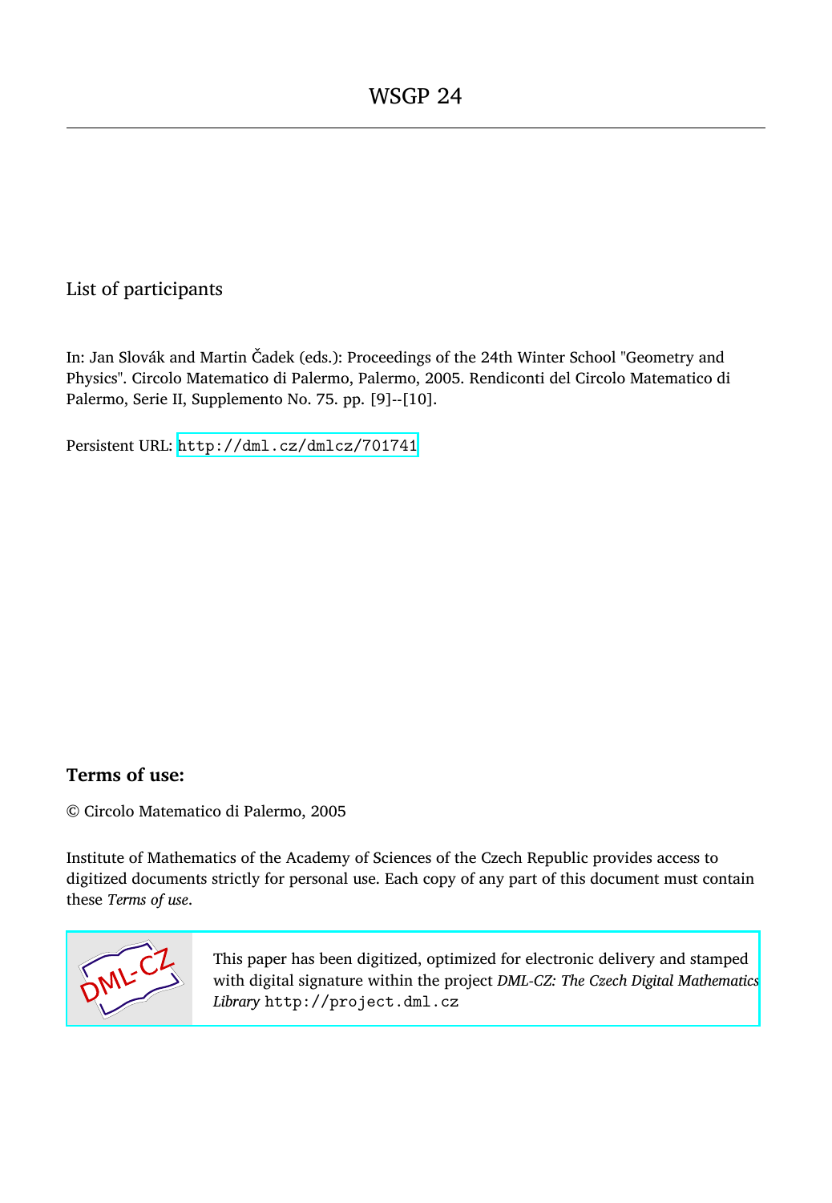# WSGP 24

List of participants

In: Jan Slovák and Martin Čadek (eds.): Proceedings of the 24th Winter School "Geometry and Physics". Circolo Matematico di Palermo, Palermo, 2005. Rendiconti del Circolo Matematico di Palermo, Serie II, Supplemento No. 75. pp. [9]--[10].

Persistent URL: http://dml.cz/dmlcz/701741

## Terms of use:

© Circolo Matematico di Palermo, 2005

Institute of Mathematics of the Academy of Sciences of the Czech Republic provides access to digitized documents strictly for personal use. Each copy of any part of this document must contain these *Terms of use*.

This paper has been digitized, optimized for electronic delivery and stamped with digital signature within the project *DML-CZ: The Czech Digital Mathematics Library* http://project.dml.cz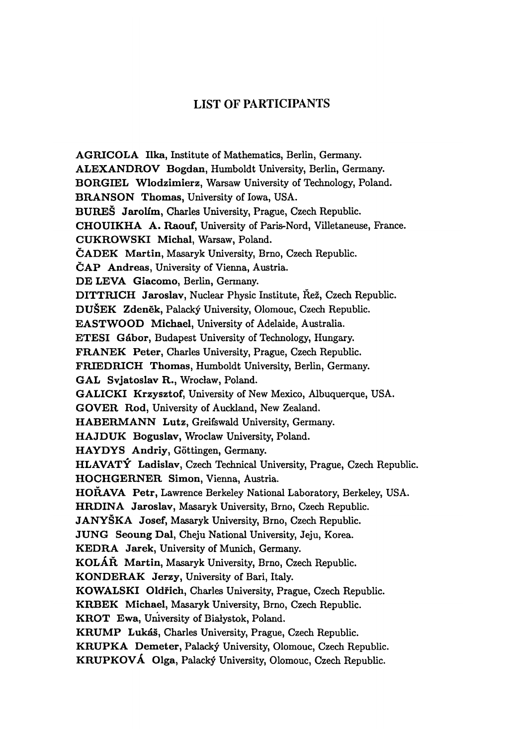# LIST OF PARTICIPANTS

**AGRICOLA Ilka**, Institute of Mathematics, Berlin, Germany.
**ALEXANDROV Bogdan**, Humboldt University, Berlin, Germany.
**BORGIEL Wlodzimierz**, Warsaw University of Technology, Poland.
**BRANSON Thomas**, University of Iowa, USA.
**BUREŠ Jarolím**, Charles University, Prague, Czech Republic.
**CHOUIKHA A. Raouf**, University of Paris-Nord, Villetaneuse, France.
**CUKROWSKI Michal**, Warsaw, Poland.
**ČADEK Martin**, Masaryk University, Brno, Czech Republic.
**ČAP Andreas**, University of Vienna, Austria.
**DE LEVA Giacomo**, Berlin, Germany.
**DITTRICH Jaroslav**, Nuclear Physic Institute, Řež, Czech Republic.
**DUŠEK Zdeněk**, Palacký University, Olomouc, Czech Republic.
**EASTWOOD Michael**, University of Adelaide, Australia.
**ETESI Gábor**, Budapest University of Technology, Hungary.
**FRANEK Peter**, Charles University, Prague, Czech Republic.
**FRIEDRICH Thomas**, Humboldt University, Berlin, Germany.
**GAL Svjatoslav R.**, Wrocław, Poland.
**GALICKI Krzysztof**, University of New Mexico, Albuquerque, USA.
**GOVER Rod**, University of Auckland, New Zealand.
**HABERMANN Lutz**, Greifswald University, Germany.
**HAJDUK Boguslav**, Wroclaw University, Poland.
**HAYDYS Andriy**, Göttingen, Germany.
**HLAVATÝ Ladislav**, Czech Technical University, Prague, Czech Republic.
**HOCHGERNER Simon**, Vienna, Austria.
**HOŘAVA Petr**, Lawrence Berkeley National Laboratory, Berkeley, USA.
**HRDINA Jaroslav**, Masaryk University, Brno, Czech Republic.
**JANYŠKA Josef**, Masaryk University, Brno, Czech Republic.
**JUNG Seoung Dal**, Cheju National University, Jeju, Korea.
**KEDRA Jarek**, University of Munich, Germany.
**KOLÁŘ Martin**, Masaryk University, Brno, Czech Republic.
**KONDERAK Jerzy**, University of Bari, Italy.
**KOWALSKI Oldřich**, Charles University, Prague, Czech Republic.
**KRBEK Michael**, Masaryk University, Brno, Czech Republic.
**KROT Ewa**, University of Białystok, Poland.
**KRUMP Lukáš**, Charles University, Prague, Czech Republic.
**KRUPKA Demeter**, Palacký University, Olomouc, Czech Republic.
**KRUPKOVÁ Olga**, Palacký University, Olomouc, Czech Republic.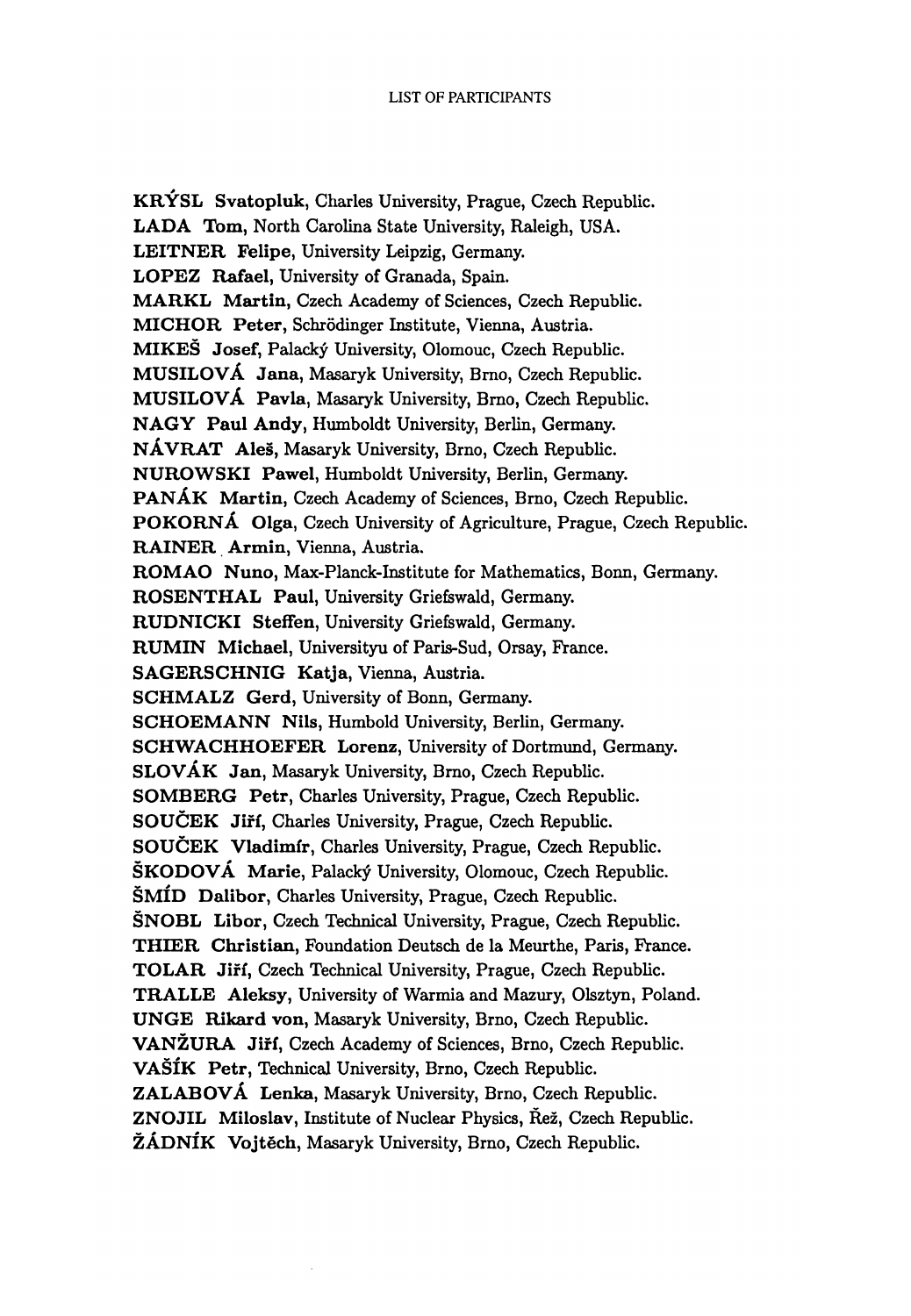**KRÝSL Svatopluk**, Charles University, Prague, Czech Republic.
**LADA Tom**, North Carolina State University, Raleigh, USA.
**LEITNER Felipe**, University Leipzig, Germany.
**LOPEZ Rafael**, University of Granada, Spain.
**MARKL Martin**, Czech Academy of Sciences, Czech Republic.
**MICHOR Peter**, Schrödinger Institute, Vienna, Austria.
**MIKEŠ Josef**, Palacký University, Olomouc, Czech Republic.
**MUSILOVÁ Jana**, Masaryk University, Brno, Czech Republic.
**MUSILOVÁ Pavla**, Masaryk University, Brno, Czech Republic.
**NAGY Paul Andy**, Humboldt University, Berlin, Germany.
**NÁVRAT Aleš**, Masaryk University, Brno, Czech Republic.
**NUROWSKI Pawel**, Humboldt University, Berlin, Germany.
**PANÁK Martin**, Czech Academy of Sciences, Brno, Czech Republic.
**POKORNÁ Olga**, Czech University of Agriculture, Prague, Czech Republic.
**RAINER Armin**, Vienna, Austria.
**ROMAO Nuno**, Max-Planck-Institute for Mathematics, Bonn, Germany.
**ROSENTHAL Paul**, University Griefswald, Germany.
**RUDNICKI Steffen**, University Griefswald, Germany.
**RUMIN Michael**, Universityu of Paris-Sud, Orsay, France.
**SAGERSCHNIG Katja**, Vienna, Austria.
**SCHMALZ Gerd**, University of Bonn, Germany.
**SCHOEMANN Nils**, Humbold University, Berlin, Germany.
**SCHWACHHOEFER Lorenz**, University of Dortmund, Germany.
**SLOVÁK Jan**, Masaryk University, Brno, Czech Republic.
**SOMBERG Petr**, Charles University, Prague, Czech Republic.
**SOUČEK Jiří**, Charles University, Prague, Czech Republic.
**SOUČEK Vladimír**, Charles University, Prague, Czech Republic.
**ŠKODOVÁ Marie**, Palacký University, Olomouc, Czech Republic.
**ŠMÍD Dalibor**, Charles University, Prague, Czech Republic.
**ŠNOBL Libor**, Czech Technical University, Prague, Czech Republic.
**THIER Christian**, Foundation Deutsch de la Meurthe, Paris, France.
**TOLAR Jiří**, Czech Technical University, Prague, Czech Republic.
**TRALLE Aleksy**, University of Warmia and Mazury, Olsztyn, Poland.
**UNGE Rikard von**, Masaryk University, Brno, Czech Republic.
**VANŽURA Jiří**, Czech Academy of Sciences, Brno, Czech Republic.
**VAŠÍK Petr**, Technical University, Brno, Czech Republic.
**ZALABOVÁ Lenka**, Masaryk University, Brno, Czech Republic.
**ZNOJIL Miloslav**, Institute of Nuclear Physics, Řež, Czech Republic.
**ŽÁDNÍK Vojtěch**, Masaryk University, Brno, Czech Republic.